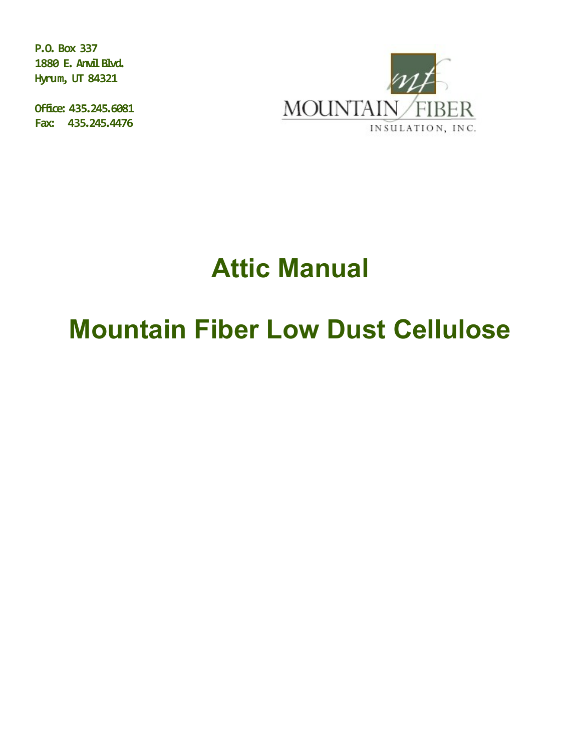P.O. Box 337
1880 E. Anvil Blvd.
Hyrum, UT 84321

Office: 435.245.6081
Fax: 435.245.4476

MOUNTAIN FIBER
INSULATION, INC.

# Attic Manual

# Mountain Fiber Low Dust Cellulose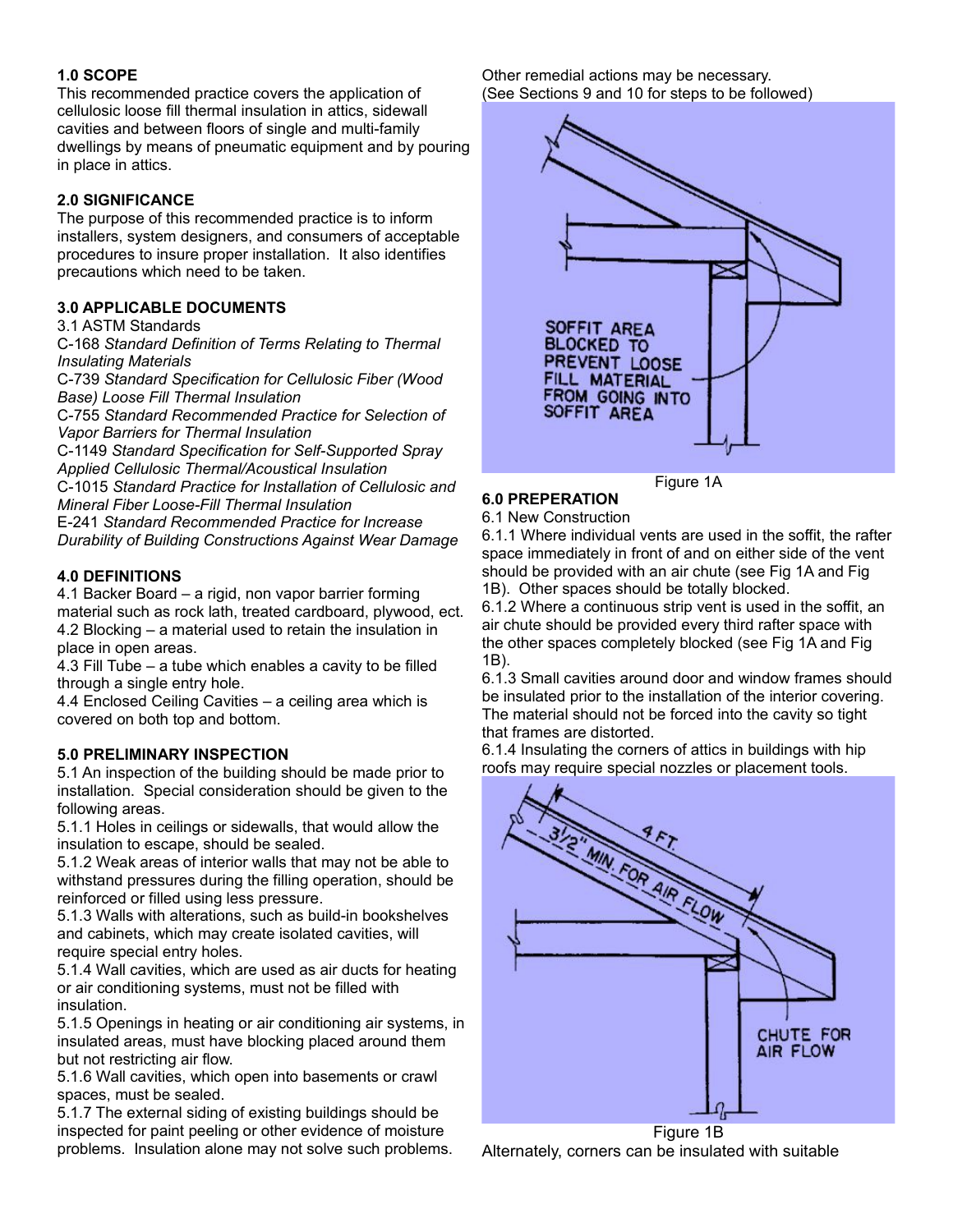**1.0 SCOPE**

This recommended practice covers the application of cellulosic loose fill thermal insulation in attics, sidewall cavities and between floors of single and multi-family dwellings by means of pneumatic equipment and by pouring in place in attics.

**2.0 SIGNIFICANCE**

The purpose of this recommended practice is to inform installers, system designers, and consumers of acceptable procedures to insure proper installation. It also identifies precautions which need to be taken.

**3.0 APPLICABLE DOCUMENTS**

3.1 ASTM Standards

C-168 *Standard Definition of Terms Relating to Thermal Insulating Materials*

C-739 *Standard Specification for Cellulosic Fiber (Wood Base) Loose Fill Thermal Insulation*

C-755 *Standard Recommended Practice for Selection of Vapor Barriers for Thermal Insulation*

C-1149 *Standard Specification for Self-Supported Spray Applied Cellulosic Thermal/Acoustical Insulation*

C-1015 *Standard Practice for Installation of Cellulosic and Mineral Fiber Loose-Fill Thermal Insulation*

E-241 *Standard Recommended Practice for Increase Durability of Building Constructions Against Wear Damage*

**4.0 DEFINITIONS**

4.1 Backer Board – a rigid, non vapor barrier forming material such as rock lath, treated cardboard, plywood, ect.

4.2 Blocking – a material used to retain the insulation in place in open areas.

4.3 Fill Tube – a tube which enables a cavity to be filled through a single entry hole.

4.4 Enclosed Ceiling Cavities – a ceiling area which is covered on both top and bottom.

**5.0 PRELIMINARY INSPECTION**

5.1 An inspection of the building should be made prior to installation. Special consideration should be given to the following areas.

5.1.1 Holes in ceilings or sidewalls, that would allow the insulation to escape, should be sealed.

5.1.2 Weak areas of interior walls that may not be able to withstand pressures during the filling operation, should be reinforced or filled using less pressure.

5.1.3 Walls with alterations, such as build-in bookshelves and cabinets, which may create isolated cavities, will require special entry holes.

5.1.4 Wall cavities, which are used as air ducts for heating or air conditioning systems, must not be filled with insulation.

5.1.5 Openings in heating or air conditioning air systems, in insulated areas, must have blocking placed around them but not restricting air flow.

5.1.6 Wall cavities, which open into basements or crawl spaces, must be sealed.

5.1.7 The external siding of existing buildings should be inspected for paint peeling or other evidence of moisture problems. Insulation alone may not solve such problems. Other remedial actions may be necessary. (See Sections 9 and 10 for steps to be followed)

SOFFIT AREA BLOCKED TO PREVENT LOOSE FILL MATERIAL FROM GOING INTO SOFFIT AREA

Figure 1A

**6.0 PREPERATION**

6.1 New Construction

6.1.1 Where individual vents are used in the soffit, the rafter space immediately in front of and on either side of the vent should be provided with an air chute (see Fig 1A and Fig 1B). Other spaces should be totally blocked.

6.1.2 Where a continuous strip vent is used in the soffit, an air chute should be provided every third rafter space with the other spaces completely blocked (see Fig 1A and Fig 1B).

6.1.3 Small cavities around door and window frames should be insulated prior to the installation of the interior covering. The material should not be forced into the cavity so tight that frames are distorted.

6.1.4 Insulating the corners of attics in buildings with hip roofs may require special nozzles or placement tools.

4 FT. 3½" MIN. FOR AIR FLOW

CHUTE FOR AIR FLOW

Figure 1B

Alternately, corners can be insulated with suitable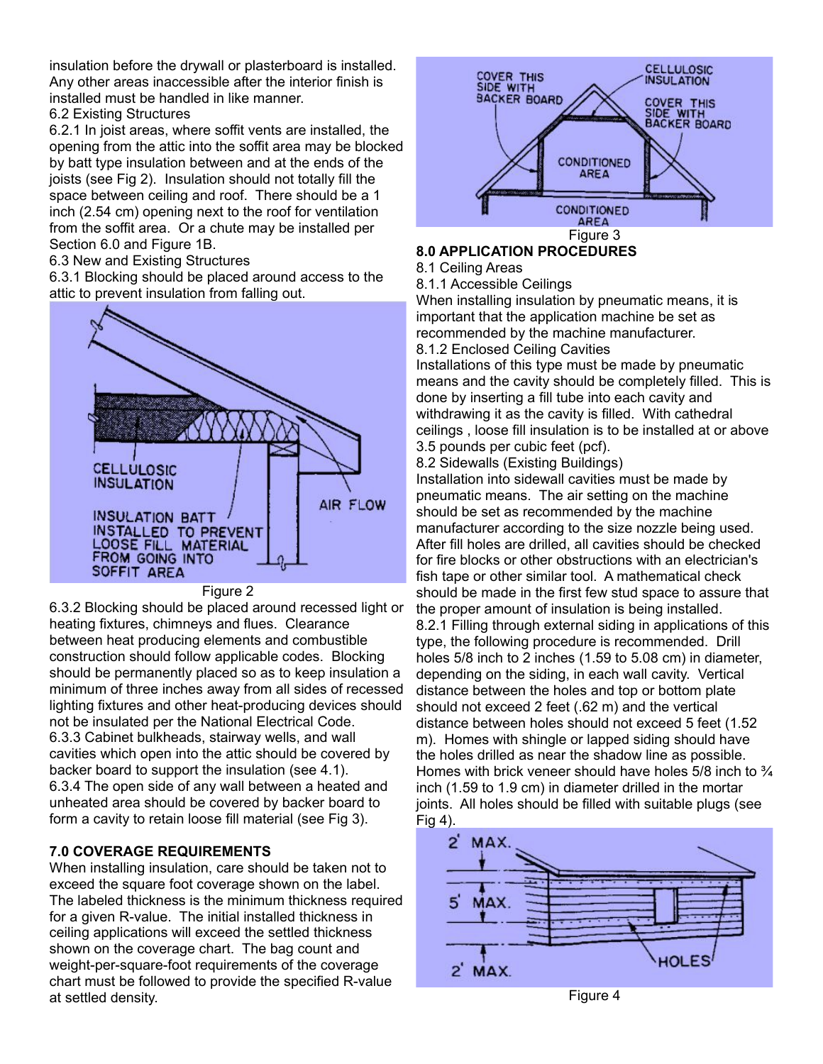insulation before the drywall or plasterboard is installed. Any other areas inaccessible after the interior finish is installed must be handled in like manner.

6.2 Existing Structures

6.2.1 In joist areas, where soffit vents are installed, the opening from the attic into the soffit area may be blocked by batt type insulation between and at the ends of the joists (see Fig 2). Insulation should not totally fill the space between ceiling and roof. There should be a 1 inch (2.54 cm) opening next to the roof for ventilation from the soffit area. Or a chute may be installed per Section 6.0 and Figure 1B.

6.3 New and Existing Structures

6.3.1 Blocking should be placed around access to the attic to prevent insulation from falling out.

Figure 2

6.3.2 Blocking should be placed around recessed light or heating fixtures, chimneys and flues. Clearance between heat producing elements and combustible construction should follow applicable codes. Blocking should be permanently placed so as to keep insulation a minimum of three inches away from all sides of recessed lighting fixtures and other heat-producing devices should not be insulated per the National Electrical Code.

6.3.3 Cabinet bulkheads, stairway wells, and wall cavities which open into the attic should be covered by backer board to support the insulation (see 4.1).

6.3.4 The open side of any wall between a heated and unheated area should be covered by backer board to form a cavity to retain loose fill material (see Fig 3).

## 7.0 COVERAGE REQUIREMENTS

When installing insulation, care should be taken not to exceed the square foot coverage shown on the label. The labeled thickness is the minimum thickness required for a given R-value. The initial installed thickness in ceiling applications will exceed the settled thickness shown on the coverage chart. The bag count and weight-per-square-foot requirements of the coverage chart must be followed to provide the specified R-value at settled density.

Figure 3

## 8.0 APPLICATION PROCEDURES

8.1 Ceiling Areas

8.1.1 Accessible Ceilings

When installing insulation by pneumatic means, it is important that the application machine be set as recommended by the machine manufacturer.

8.1.2 Enclosed Ceiling Cavities

Installations of this type must be made by pneumatic means and the cavity should be completely filled. This is done by inserting a fill tube into each cavity and withdrawing it as the cavity is filled. With cathedral ceilings , loose fill insulation is to be installed at or above 3.5 pounds per cubic feet (pcf).

8.2 Sidewalls (Existing Buildings)

Installation into sidewall cavities must be made by pneumatic means. The air setting on the machine should be set as recommended by the machine manufacturer according to the size nozzle being used. After fill holes are drilled, all cavities should be checked for fire blocks or other obstructions with an electrician's fish tape or other similar tool. A mathematical check should be made in the first few stud space to assure that the proper amount of insulation is being installed.

8.2.1 Filling through external siding in applications of this type, the following procedure is recommended. Drill holes 5/8 inch to 2 inches (1.59 to 5.08 cm) in diameter, depending on the siding, in each wall cavity. Vertical distance between the holes and top or bottom plate should not exceed 2 feet (.62 m) and the vertical distance between holes should not exceed 5 feet (1.52 m). Homes with shingle or lapped siding should have the holes drilled as near the shadow line as possible. Homes with brick veneer should have holes 5/8 inch to ¾ inch (1.59 to 1.9 cm) in diameter drilled in the mortar joints. All holes should be filled with suitable plugs (see Fig 4).

Figure 4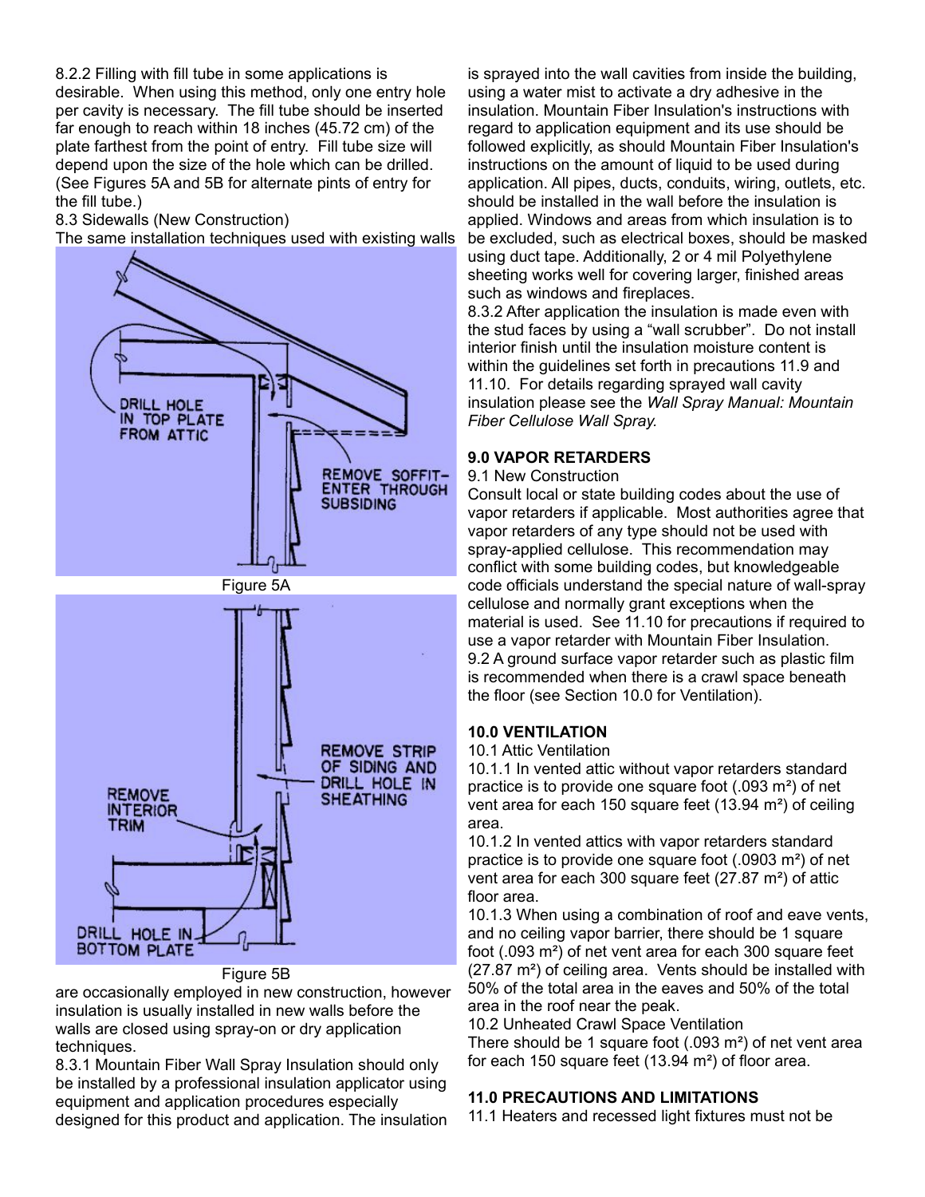8.2.2 Filling with fill tube in some applications is desirable. When using this method, only one entry hole per cavity is necessary. The fill tube should be inserted far enough to reach within 18 inches (45.72 cm) of the plate farthest from the point of entry. Fill tube size will depend upon the size of the hole which can be drilled. (See Figures 5A and 5B for alternate pints of entry for the fill tube.)

8.3 Sidewalls (New Construction)

The same installation techniques used with existing walls are occasionally employed in new construction, however insulation is usually installed in new walls before the walls are closed using spray-on or dry application techniques.

Figure 5A

Figure 5B

8.3.1 Mountain Fiber Wall Spray Insulation should only be installed by a professional insulation applicator using equipment and application procedures especially designed for this product and application. The insulation is sprayed into the wall cavities from inside the building, using a water mist to activate a dry adhesive in the insulation. Mountain Fiber Insulation's instructions with regard to application equipment and its use should be followed explicitly, as should Mountain Fiber Insulation's instructions on the amount of liquid to be used during application. All pipes, ducts, conduits, wiring, outlets, etc. should be installed in the wall before the insulation is applied. Windows and areas from which insulation is to be excluded, such as electrical boxes, should be masked using duct tape. Additionally, 2 or 4 mil Polyethylene sheeting works well for covering larger, finished areas such as windows and fireplaces.

8.3.2 After application the insulation is made even with the stud faces by using a "wall scrubber". Do not install interior finish until the insulation moisture content is within the guidelines set forth in precautions 11.9 and 11.10. For details regarding sprayed wall cavity insulation please see the *Wall Spray Manual: Mountain Fiber Cellulose Wall Spray.*

## 9.0 VAPOR RETARDERS

9.1 New Construction

Consult local or state building codes about the use of vapor retarders if applicable. Most authorities agree that vapor retarders of any type should not be used with spray-applied cellulose. This recommendation may conflict with some building codes, but knowledgeable code officials understand the special nature of wall-spray cellulose and normally grant exceptions when the material is used. See 11.10 for precautions if required to use a vapor retarder with Mountain Fiber Insulation.

9.2 A ground surface vapor retarder such as plastic film is recommended when there is a crawl space beneath the floor (see Section 10.0 for Ventilation).

## 10.0 VENTILATION

10.1 Attic Ventilation

10.1.1 In vented attic without vapor retarders standard practice is to provide one square foot (.093 m²) of net vent area for each 150 square feet (13.94 m²) of ceiling area.

10.1.2 In vented attics with vapor retarders standard practice is to provide one square foot (.0903 m²) of net vent area for each 300 square feet (27.87 m²) of attic floor area.

10.1.3 When using a combination of roof and eave vents, and no ceiling vapor barrier, there should be 1 square foot (.093 m²) of net vent area for each 300 square feet (27.87 m²) of ceiling area. Vents should be installed with 50% of the total area in the eaves and 50% of the total area in the roof near the peak.

10.2 Unheated Crawl Space Ventilation

There should be 1 square foot (.093 m²) of net vent area for each 150 square feet (13.94 m²) of floor area.

## 11.0 PRECAUTIONS AND LIMITATIONS

11.1 Heaters and recessed light fixtures must not be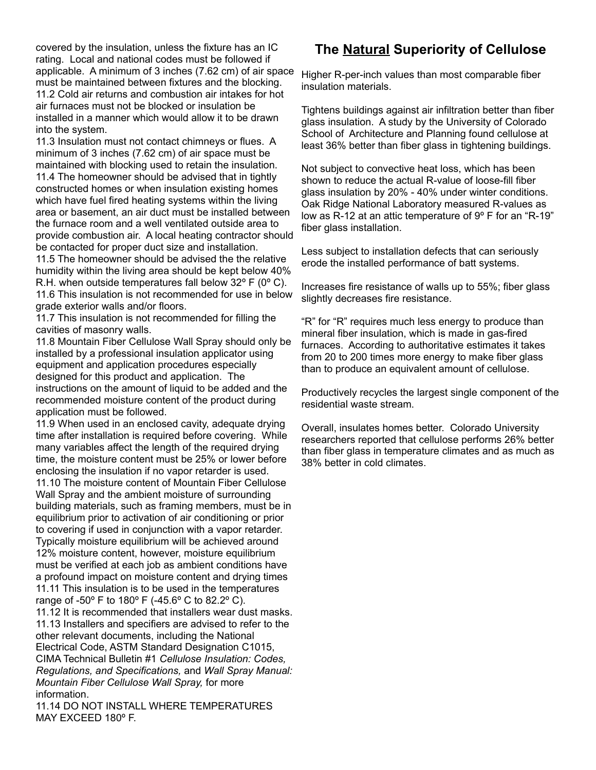covered by the insulation, unless the fixture has an IC rating. Local and national codes must be followed if applicable. A minimum of 3 inches (7.62 cm) of air space must be maintained between fixtures and the blocking.

11.2 Cold air returns and combustion air intakes for hot air furnaces must not be blocked or insulation be installed in a manner which would allow it to be drawn into the system.

11.3 Insulation must not contact chimneys or flues. A minimum of 3 inches (7.62 cm) of air space must be maintained with blocking used to retain the insulation.

11.4 The homeowner should be advised that in tightly constructed homes or when insulation existing homes which have fuel fired heating systems within the living area or basement, an air duct must be installed between the furnace room and a well ventilated outside area to provide combustion air. A local heating contractor should be contacted for proper duct size and installation.

11.5 The homeowner should be advised the the relative humidity within the living area should be kept below 40% R.H. when outside temperatures fall below 32º F (0º C).

11.6 This insulation is not recommended for use in below grade exterior walls and/or floors.

11.7 This insulation is not recommended for filling the cavities of masonry walls.

11.8 Mountain Fiber Cellulose Wall Spray should only be installed by a professional insulation applicator using equipment and application procedures especially designed for this product and application. The instructions on the amount of liquid to be added and the recommended moisture content of the product during application must be followed.

11.9 When used in an enclosed cavity, adequate drying time after installation is required before covering. While many variables affect the length of the required drying time, the moisture content must be 25% or lower before enclosing the insulation if no vapor retarder is used.

11.10 The moisture content of Mountain Fiber Cellulose Wall Spray and the ambient moisture of surrounding building materials, such as framing members, must be in equilibrium prior to activation of air conditioning or prior to covering if used in conjunction with a vapor retarder. Typically moisture equilibrium will be achieved around 12% moisture content, however, moisture equilibrium must be verified at each job as ambient conditions have a profound impact on moisture content and drying times

11.11 This insulation is to be used in the temperatures range of -50º F to 180º F (-45.6º C to 82.2º C).

11.12 It is recommended that installers wear dust masks.

11.13 Installers and specifiers are advised to refer to the other relevant documents, including the National Electrical Code, ASTM Standard Designation C1015, CIMA Technical Bulletin #1 *Cellulose Insulation: Codes, Regulations, and Specifications,* and *Wall Spray Manual: Mountain Fiber Cellulose Wall Spray,* for more information.

11.14 DO NOT INSTALL WHERE TEMPERATURES MAY EXCEED 180º F.

## The Natural Superiority of Cellulose

Higher R-per-inch values than most comparable fiber insulation materials.

Tightens buildings against air infiltration better than fiber glass insulation. A study by the University of Colorado School of Architecture and Planning found cellulose at least 36% better than fiber glass in tightening buildings.

Not subject to convective heat loss, which has been shown to reduce the actual R-value of loose-fill fiber glass insulation by 20% - 40% under winter conditions. Oak Ridge National Laboratory measured R-values as low as R-12 at an attic temperature of 9º F for an "R-19" fiber glass installation.

Less subject to installation defects that can seriously erode the installed performance of batt systems.

Increases fire resistance of walls up to 55%; fiber glass slightly decreases fire resistance.

"R" for "R" requires much less energy to produce than mineral fiber insulation, which is made in gas-fired furnaces. According to authoritative estimates it takes from 20 to 200 times more energy to make fiber glass than to produce an equivalent amount of cellulose.

Productively recycles the largest single component of the residential waste stream.

Overall, insulates homes better. Colorado University researchers reported that cellulose performs 26% better than fiber glass in temperature climates and as much as 38% better in cold climates.